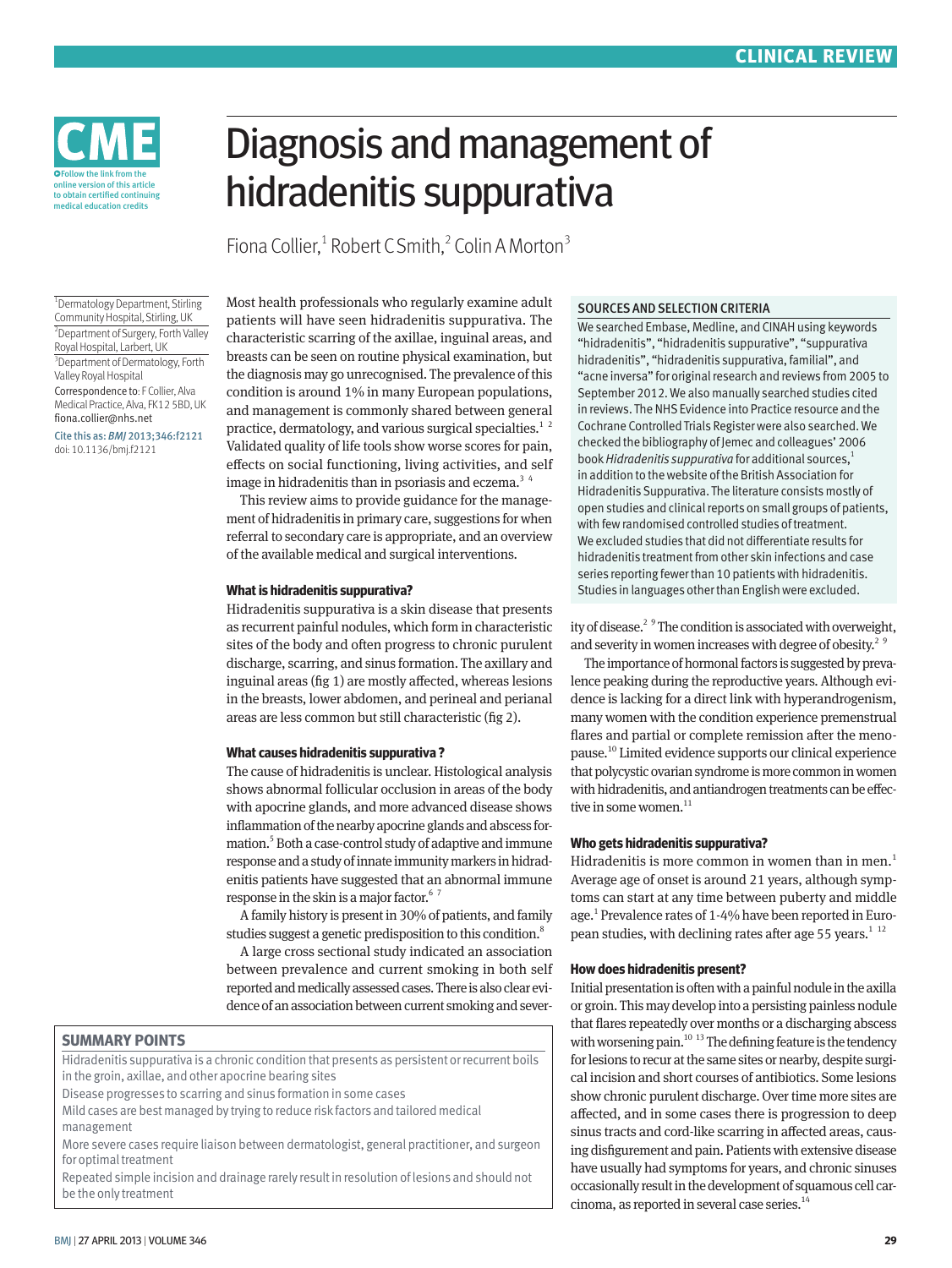# Diagnosis and management of hidradenitis suppurativa

Fiona Collier,[1] Robert C Smith,[2] Colin A Morton[3]

[1]Dermatology Department, Stirling Community Hospital, Stirling, UK

[2]Department of Surgery, Forth Valley Royal Hospital, Larbert, UK

[3]Department of Dermatology, Forth Valley Royal Hospital

Correspondence to: F Collier, Alva Medical Practice, Alva, FK12 5BD, UK fiona.collier@nhs.net

Cite this as: *BMJ* 2013;346:f2121

doi: 10.1136/bmj.f2121

CME: Follow the link from the online version of this article to obtain certified continuing medical education credits

Most health professionals who regularly examine adult patients will have seen hidradenitis suppurativa. The characteristic scarring of the axillae, inguinal areas, and breasts can be seen on routine physical examination, but the diagnosis may go unrecognised. The prevalence of this condition is around 1% in many European populations, and management is commonly shared between general practice, dermatology, and various surgical specialties.[1,2] Validated quality of life tools show worse scores for pain, effects on social functioning, living activities, and self image in hidradenitis than in psoriasis and eczema.[3,4]

This review aims to provide guidance for the management of hidradenitis in primary care, suggestions for when referral to secondary care is appropriate, and an overview of the available medical and surgical interventions.

## SOURCES AND SELECTION CRITERIA

We searched Embase, Medline, and CINAH using keywords "hidradenitis", "hidradenitis suppurative", "suppurativa hidradenitis", "hidradenitis suppurativa, familial", and "acne inversa" for original research and reviews from 2005 to September 2012. We also manually searched studies cited in reviews. The NHS Evidence into Practice resource and the Cochrane Controlled Trials Register were also searched. We checked the bibliography of Jemec and colleagues' 2006 book *Hidradenitis suppurativa* for additional sources,[1] in addition to the website of the British Association for Hidradenitis Suppurativa. The literature consists mostly of open studies and clinical reports on small groups of patients, with few randomised controlled studies of treatment. We excluded studies that did not differentiate results for hidradenitis treatment from other skin infections and case series reporting fewer than 10 patients with hidradenitis. Studies in languages other than English were excluded.

### What is hidradenitis suppurativa?

Hidradenitis suppurativa is a skin disease that presents as recurrent painful nodules, which form in characteristic sites of the body and often progress to chronic purulent discharge, scarring, and sinus formation. The axillary and inguinal areas (fig 1) are mostly affected, whereas lesions in the breasts, lower abdomen, and perineal and perianal areas are less common but still characteristic (fig 2).

### What causes hidradenitis suppurativa ?

The cause of hidradenitis is unclear. Histological analysis shows abnormal follicular occlusion in areas of the body with apocrine glands, and more advanced disease shows inflammation of the nearby apocrine glands and abscess formation.[5] Both a case-control study of adaptive and immune response and a study of innate immunity markers in hidradenitis patients have suggested that an abnormal immune response in the skin is a major factor.[6,7]

A family history is present in 30% of patients, and family studies suggest a genetic predisposition to this condition.[8]

A large cross sectional study indicated an association between prevalence and current smoking in both self reported and medically assessed cases. There is also clear evidence of an association between current smoking and severity of disease.[2,9] The condition is associated with overweight, and severity in women increases with degree of obesity.[2,9]

The importance of hormonal factors is suggested by prevalence peaking during the reproductive years. Although evidence is lacking for a direct link with hyperandrogenism, many women with the condition experience premenstrual flares and partial or complete remission after the menopause.[10] Limited evidence supports our clinical experience that polycystic ovarian syndrome is more common in women with hidradenitis, and antiandrogen treatments can be effective in some women.[11]

### Who gets hidradenitis suppurativa?

Hidradenitis is more common in women than in men.[1] Average age of onset is around 21 years, although symptoms can start at any time between puberty and middle age.[1] Prevalence rates of 1-4% have been reported in European studies, with declining rates after age 55 years.[1,12]

### How does hidradenitis present?

Initial presentation is often with a painful nodule in the axilla or groin. This may develop into a persisting painless nodule that flares repeatedly over months or a discharging abscess with worsening pain.[10,13] The defining feature is the tendency for lesions to recur at the same sites or nearby, despite surgical incision and short courses of antibiotics. Some lesions show chronic purulent discharge. Over time more sites are affected, and in some cases there is progression to deep sinus tracts and cord-like scarring in affected areas, causing disfigurement and pain. Patients with extensive disease have usually had symptoms for years, and chronic sinuses occasionally result in the development of squamous cell carcinoma, as reported in several case series.[14]

## SUMMARY POINTS

- Hidradenitis suppurativa is a chronic condition that presents as persistent or recurrent boils in the groin, axillae, and other apocrine bearing sites
- Disease progresses to scarring and sinus formation in some cases
- Mild cases are best managed by trying to reduce risk factors and tailored medical management
- More severe cases require liaison between dermatologist, general practitioner, and surgeon for optimal treatment
- Repeated simple incision and drainage rarely result in resolution of lesions and should not be the only treatment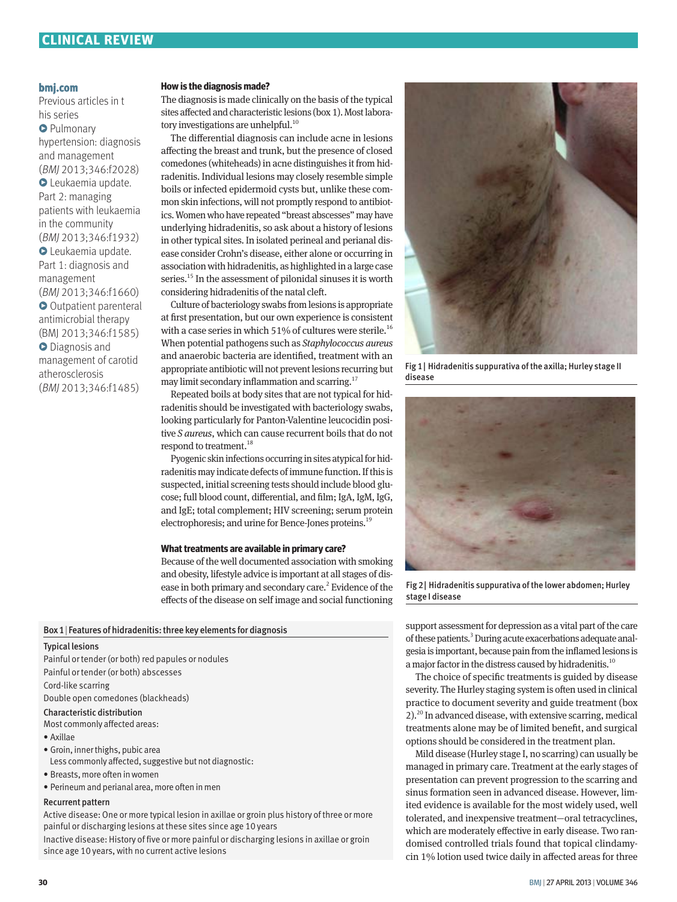**bmj.com**

Previous articles in t his series

- Pulmonary hypertension: diagnosis and management (*BMJ* 2013;346:f2028)
- Leukaemia update. Part 2: managing patients with leukaemia in the community (*BMJ* 2013;346:f1932)
- Leukaemia update. Part 1: diagnosis and management (*BMJ* 2013;346:f1660)
- Outpatient parenteral antimicrobial therapy (BMJ 2013;346:f1585)
- Diagnosis and management of carotid atherosclerosis (*BMJ* 2013;346:f1485)

## How is the diagnosis made?

The diagnosis is made clinically on the basis of the typical sites affected and characteristic lesions (box 1). Most laboratory investigations are unhelpful.[10]

The differential diagnosis can include acne in lesions affecting the breast and trunk, but the presence of closed comedones (whiteheads) in acne distinguishes it from hidradenitis. Individual lesions may closely resemble simple boils or infected epidermoid cysts but, unlike these common skin infections, will not promptly respond to antibiotics. Women who have repeated "breast abscesses" may have underlying hidradenitis, so ask about a history of lesions in other typical sites. In isolated perineal and perianal disease consider Crohn's disease, either alone or occurring in association with hidradenitis, as highlighted in a large case series.[15] In the assessment of pilonidal sinuses it is worth considering hidradenitis of the natal cleft.

Culture of bacteriology swabs from lesions is appropriate at first presentation, but our own experience is consistent with a case series in which 51% of cultures were sterile.[16] When potential pathogens such as *Staphylococcus aureus* and anaerobic bacteria are identified, treatment with an appropriate antibiotic will not prevent lesions recurring but may limit secondary inflammation and scarring.[17]

Repeated boils at body sites that are not typical for hidradenitis should be investigated with bacteriology swabs, looking particularly for Panton-Valentine leucocidin positive *S aureus*, which can cause recurrent boils that do not respond to treatment.[18]

Pyogenic skin infections occurring in sites atypical for hidradenitis may indicate defects of immune function. If this is suspected, initial screening tests should include blood glucose; full blood count, differential, and film; IgA, IgM, IgG, and IgE; total complement; HIV screening; serum protein electrophoresis; and urine for Bence-Jones proteins.[19]

## What treatments are available in primary care?

Because of the well documented association with smoking and obesity, lifestyle advice is important at all stages of disease in both primary and secondary care.[2] Evidence of the effects of the disease on self image and social functioning support assessment for depression as a vital part of the care of these patients.[3] During acute exacerbations adequate analgesia is important, because pain from the inflamed lesions is a major factor in the distress caused by hidradenitis.[10]

The choice of specific treatments is guided by disease severity. The Hurley staging system is often used in clinical practice to document severity and guide treatment (box 2).[20] In advanced disease, with extensive scarring, medical treatments alone may be of limited benefit, and surgical options should be considered in the treatment plan.

Mild disease (Hurley stage I, no scarring) can usually be managed in primary care. Treatment at the early stages of presentation can prevent progression to the scarring and sinus formation seen in advanced disease. However, limited evidence is available for the most widely used, well tolerated, and inexpensive treatment—oral tetracyclines, which are moderately effective in early disease. Two randomised controlled trials found that topical clindamycin 1% lotion used twice daily in affected areas for three

Fig 1 | Hidradenitis suppurativa of the axilla; Hurley stage II disease

Fig 2 | Hidradenitis suppurativa of the lower abdomen; Hurley stage I disease

**Box 1 | Features of hidradenitis: three key elements for diagnosis**

**Typical lesions**

Painful or tender (or both) red papules or nodules

Painful or tender (or both) abscesses

Cord-like scarring

Double open comedones (blackheads)

**Characteristic distribution**

Most commonly affected areas:

- Axillae
- Groin, inner thighs, pubic area

Less commonly affected, suggestive but not diagnostic:

- Breasts, more often in women
- Perineum and perianal area, more often in men

**Recurrent pattern**

Active disease: One or more typical lesion in axillae or groin plus history of three or more painful or discharging lesions at these sites since age 10 years

Inactive disease: History of five or more painful or discharging lesions in axillae or groin since age 10 years, with no current active lesions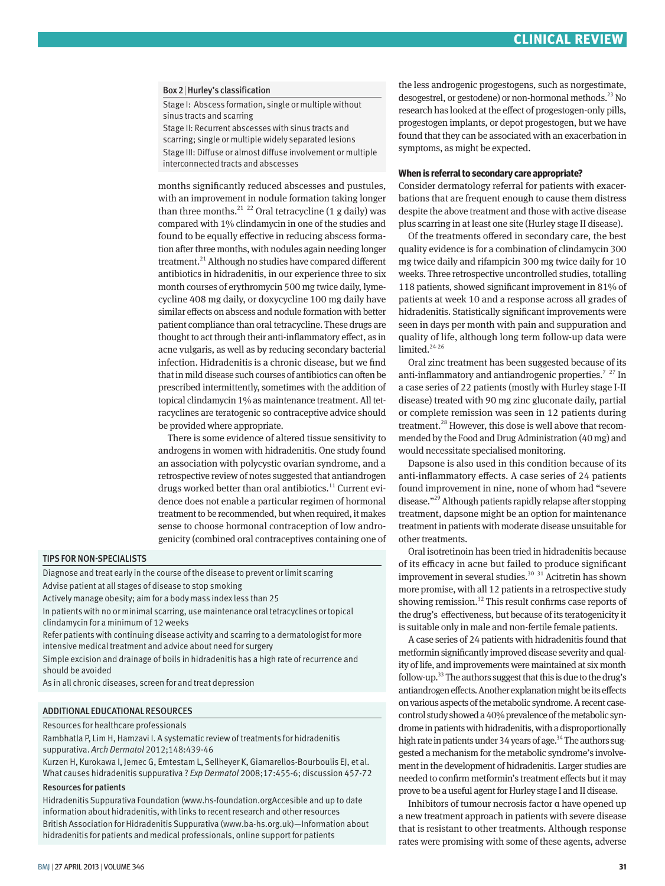### Box 2 | Hurley's classification

Stage I: Abscess formation, single or multiple without sinus tracts and scarring

Stage II: Recurrent abscesses with sinus tracts and scarring; single or multiple widely separated lesions

Stage III: Diffuse or almost diffuse involvement or multiple interconnected tracts and abscesses

months significantly reduced abscesses and pustules, with an improvement in nodule formation taking longer than three months.[21 22] Oral tetracycline (1 g daily) was compared with 1% clindamycin in one of the studies and found to be equally effective in reducing abscess formation after three months, with nodules again needing longer treatment.[21] Although no studies have compared different antibiotics in hidradenitis, in our experience three to six month courses of erythromycin 500 mg twice daily, lymecycline 408 mg daily, or doxycycline 100 mg daily have similar effects on abscess and nodule formation with better patient compliance than oral tetracycline. These drugs are thought to act through their anti-inflammatory effect, as in acne vulgaris, as well as by reducing secondary bacterial infection. Hidradenitis is a chronic disease, but we find that in mild disease such courses of antibiotics can often be prescribed intermittently, sometimes with the addition of topical clindamycin 1% as maintenance treatment. All tetracyclines are teratogenic so contraceptive advice should be provided where appropriate.

There is some evidence of altered tissue sensitivity to androgens in women with hidradenitis. One study found an association with polycystic ovarian syndrome, and a retrospective review of notes suggested that antiandrogen drugs worked better than oral antibiotics.[11] Current evidence does not enable a particular regimen of hormonal treatment to be recommended, but when required, it makes sense to choose hormonal contraception of low androgenicity (combined oral contraceptives containing one of the less androgenic progestogens, such as norgestimate, desogestrel, or gestodene) or non-hormonal methods.[23] No research has looked at the effect of progestogen-only pills, progestogen implants, or depot progestogen, but we have found that they can be associated with an exacerbation in symptoms, as might be expected.

### TIPS FOR NON-SPECIALISTS

Diagnose and treat early in the course of the disease to prevent or limit scarring

Advise patient at all stages of disease to stop smoking

Actively manage obesity; aim for a body mass index less than 25

In patients with no or minimal scarring, use maintenance oral tetracyclines or topical clindamycin for a minimum of 12 weeks

Refer patients with continuing disease activity and scarring to a dermatologist for more intensive medical treatment and advice about need for surgery

Simple excision and drainage of boils in hidradenitis has a high rate of recurrence and should be avoided

As in all chronic diseases, screen for and treat depression

### ADDITIONAL EDUCATIONAL RESOURCES

Resources for healthcare professionals

Rambhatla P, Lim H, Hamzavi I. A systematic review of treatments for hidradenitis suppurativa. *Arch Dermatol* 2012;148:439-46

Kurzen H, Kurokawa I, Jemec G, Emtestam L, Sellheyer K, Giamarellos-Bourboulis EJ, et al. What causes hidradenitis suppurativa ? *Exp Dermatol* 2008;17:455-6; discussion 457-72

**Resources for patients**

Hidradenitis Suppurativa Foundation (www.hs-foundation.orgAccesible and up to date information about hidradenitis, with links to recent research and other resources

British Association for Hidradenitis Suppurativa (www.ba-hs.org.uk)—Information about hidradenitis for patients and medical professionals, online support for patients

**When is referral to secondary care appropriate?**

Consider dermatology referral for patients with exacerbations that are frequent enough to cause them distress despite the above treatment and those with active disease plus scarring in at least one site (Hurley stage II disease).

Of the treatments offered in secondary care, the best quality evidence is for a combination of clindamycin 300 mg twice daily and rifampicin 300 mg twice daily for 10 weeks. Three retrospective uncontrolled studies, totalling 118 patients, showed significant improvement in 81% of patients at week 10 and a response across all grades of hidradenitis. Statistically significant improvements were seen in days per month with pain and suppuration and quality of life, although long term follow-up data were limited.[24-26]

Oral zinc treatment has been suggested because of its anti-inflammatory and antiandrogenic properties.[7 27] In a case series of 22 patients (mostly with Hurley stage I-II disease) treated with 90 mg zinc gluconate daily, partial or complete remission was seen in 12 patients during treatment.[28] However, this dose is well above that recommended by the Food and Drug Administration (40 mg) and would necessitate specialised monitoring.

Dapsone is also used in this condition because of its anti-inflammatory effects. A case series of 24 patients found improvement in nine, none of whom had "severe disease."[29] Although patients rapidly relapse after stopping treatment, dapsone might be an option for maintenance treatment in patients with moderate disease unsuitable for other treatments.

Oral isotretinoin has been tried in hidradenitis because of its efficacy in acne but failed to produce significant improvement in several studies.[30 31] Acitretin has shown more promise, with all 12 patients in a retrospective study showing remission.[32] This result confirms case reports of the drug's effectiveness, but because of its teratogenicity it is suitable only in male and non-fertile female patients.

A case series of 24 patients with hidradenitis found that metformin significantly improved disease severity and quality of life, and improvements were maintained at six month follow-up.[33] The authors suggest that this is due to the drug's antiandrogen effects. Another explanation might be its effects on various aspects of the metabolic syndrome. A recent case-control study showed a 40% prevalence of the metabolic syndrome in patients with hidradenitis, with a disproportionally high rate in patients under 34 years of age.[34] The authors suggested a mechanism for the metabolic syndrome's involvement in the development of hidradenitis. Larger studies are needed to confirm metformin's treatment effects but it may prove to be a useful agent for Hurley stage I and II disease.

Inhibitors of tumour necrosis factor α have opened up a new treatment approach in patients with severe disease that is resistant to other treatments. Although response rates were promising with some of these agents, adverse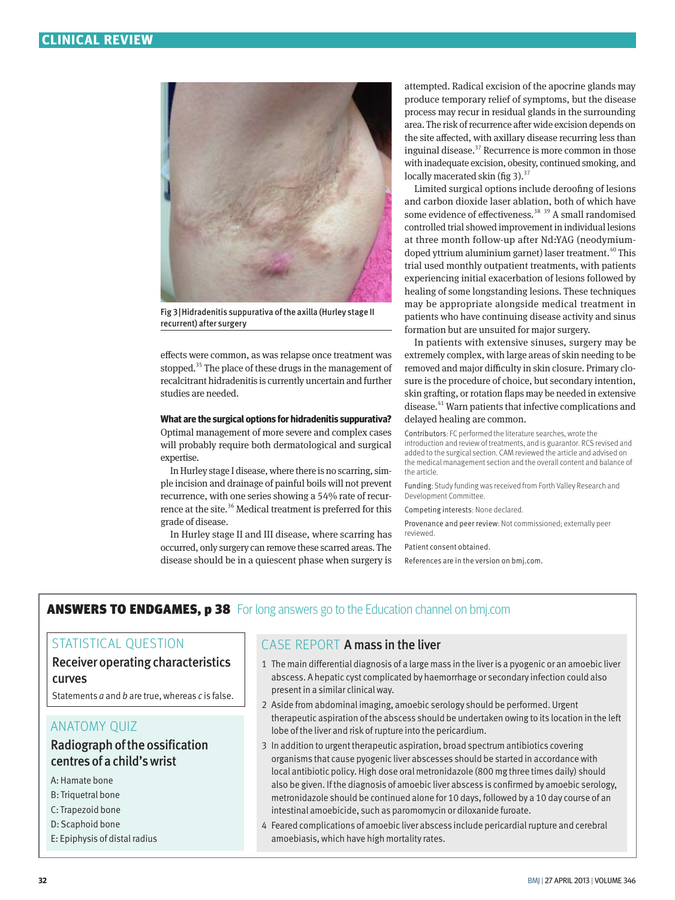Fig 3 | Hidradenitis suppurativa of the axilla (Hurley stage II recurrent) after surgery

effects were common, as was relapse once treatment was stopped.[35] The place of these drugs in the management of recalcitrant hidradenitis is currently uncertain and further studies are needed.

**What are the surgical options for hidradenitis suppurativa?**

Optimal management of more severe and complex cases will probably require both dermatological and surgical expertise.

In Hurley stage I disease, where there is no scarring, simple incision and drainage of painful boils will not prevent recurrence, with one series showing a 54% rate of recurrence at the site.[36] Medical treatment is preferred for this grade of disease.

In Hurley stage II and III disease, where scarring has occurred, only surgery can remove these scarred areas. The disease should be in a quiescent phase when surgery is attempted. Radical excision of the apocrine glands may produce temporary relief of symptoms, but the disease process may recur in residual glands in the surrounding area. The risk of recurrence after wide excision depends on the site affected, with axillary disease recurring less than inguinal disease.[37] Recurrence is more common in those with inadequate excision, obesity, continued smoking, and locally macerated skin (fig 3).[37]

Limited surgical options include deroofing of lesions and carbon dioxide laser ablation, both of which have some evidence of effectiveness.[38] [39] A small randomised controlled trial showed improvement in individual lesions at three month follow-up after Nd:YAG (neodymium-doped yttrium aluminium garnet) laser treatment.[40] This trial used monthly outpatient treatments, with patients experiencing initial exacerbation of lesions followed by healing of some longstanding lesions. These techniques may be appropriate alongside medical treatment in patients who have continuing disease activity and sinus formation but are unsuited for major surgery.

In patients with extensive sinuses, surgery may be extremely complex, with large areas of skin needing to be removed and major difficulty in skin closure. Primary closure is the procedure of choice, but secondary intention, skin grafting, or rotation flaps may be needed in extensive disease.[41] Warn patients that infective complications and delayed healing are common.

Contributors: FC performed the literature searches, wrote the introduction and review of treatments, and is guarantor. RCS revised and added to the surgical section. CAM reviewed the article and advised on the medical management section and the overall content and balance of the article.

Funding: Study funding was received from Forth Valley Research and Development Committee.

Competing interests: None declared.

Provenance and peer review: Not commissioned; externally peer reviewed.

Patient consent obtained.

References are in the version on bmj.com.

## ANSWERS TO ENDGAMES, p 38 For long answers go to the Education channel on bmj.com

### STATISTICAL QUESTION

**Receiver operating characteristics curves**

Statements *a* and *b* are true, whereas *c* is false.

### ANATOMY QUIZ

**Radiograph of the ossification centres of a child's wrist**

A: Hamate bone
B: Triquetral bone
C: Trapezoid bone
D: Scaphoid bone
E: Epiphysis of distal radius

### CASE REPORT A mass in the liver

1. The main differential diagnosis of a large mass in the liver is a pyogenic or an amoebic liver abscess. A hepatic cyst complicated by haemorrhage or secondary infection could also present in a similar clinical way.
2. Aside from abdominal imaging, amoebic serology should be performed. Urgent therapeutic aspiration of the abscess should be undertaken owing to its location in the left lobe of the liver and risk of rupture into the pericardium.
3. In addition to urgent therapeutic aspiration, broad spectrum antibiotics covering organisms that cause pyogenic liver abscesses should be started in accordance with local antibiotic policy. High dose oral metronidazole (800 mg three times daily) should also be given. If the diagnosis of amoebic liver abscess is confirmed by amoebic serology, metronidazole should be continued alone for 10 days, followed by a 10 day course of an intestinal amoebicide, such as paromomycin or diloxanide furoate.
4. Feared complications of amoebic liver abscess include pericardial rupture and cerebral amoebiasis, which have high mortality rates.